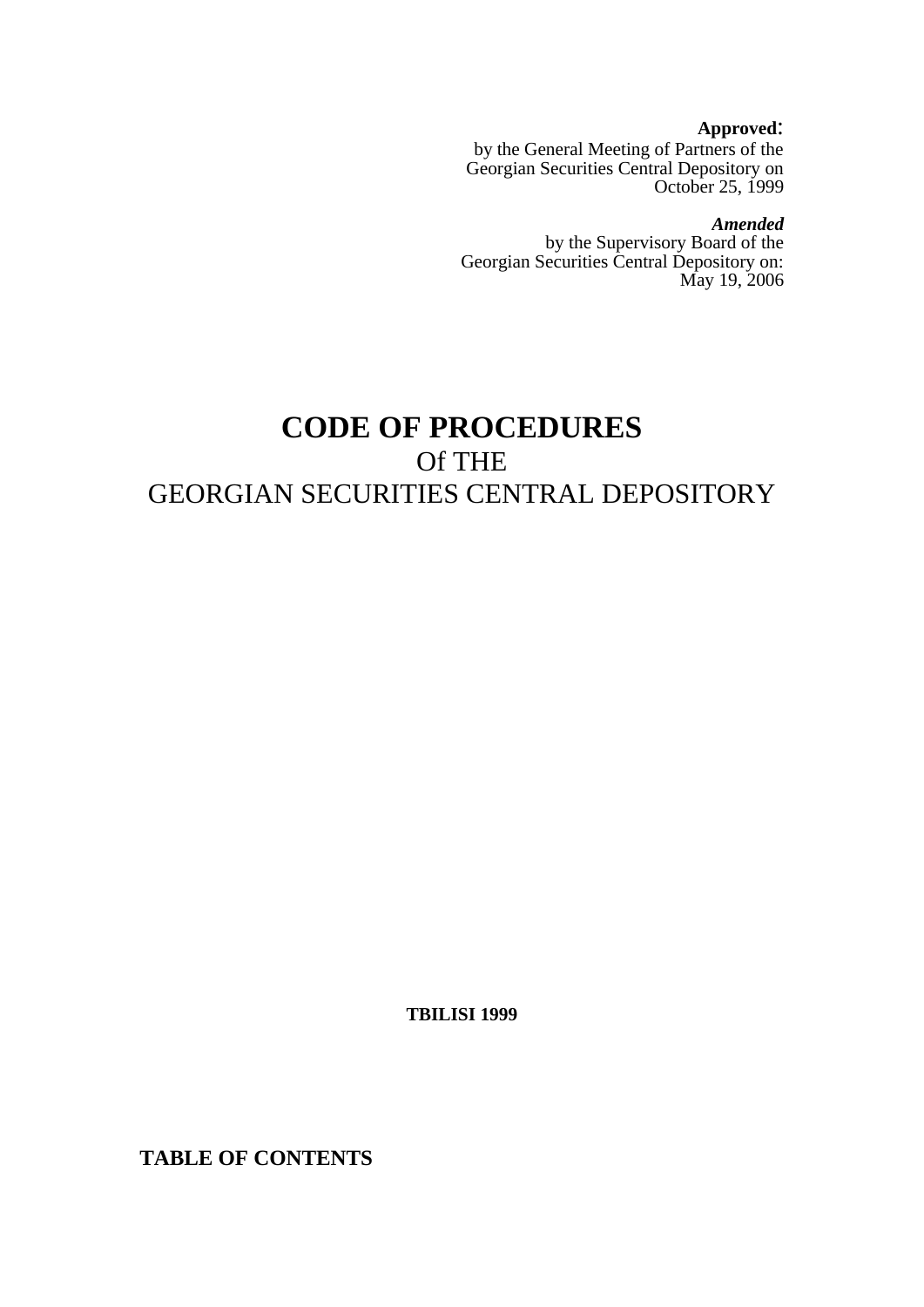**Approved**:
by the General Meeting of Partners of the
Georgian Securities Central Depository on
October 25, 1999

***Amended***
by the Supervisory Board of the
Georgian Securities Central Depository on:
May 19, 2006

# CODE OF PROCEDURES

Of THE
GEORGIAN SECURITIES CENTRAL DEPOSITORY

**TBILISI 1999**

**TABLE OF CONTENTS**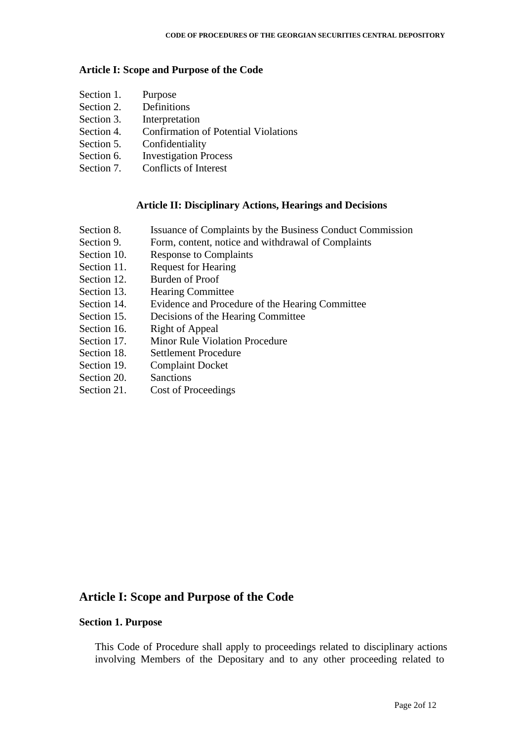### Article I: Scope and Purpose of the Code

| | |
|---|---|
| Section 1. | Purpose |
| Section 2. | Definitions |
| Section 3. | Interpretation |
| Section 4. | Confirmation of Potential Violations |
| Section 5. | Confidentiality |
| Section 6. | Investigation Process |
| Section 7. | Conflicts of Interest |

### Article II: Disciplinary Actions, Hearings and Decisions

| | |
|---|---|
| Section 8. | Issuance of Complaints by the Business Conduct Commission |
| Section 9. | Form, content, notice and withdrawal of Complaints |
| Section 10. | Response to Complaints |
| Section 11. | Request for Hearing |
| Section 12. | Burden of Proof |
| Section 13. | Hearing Committee |
| Section 14. | Evidence and Procedure of the Hearing Committee |
| Section 15. | Decisions of the Hearing Committee |
| Section 16. | Right of Appeal |
| Section 17. | Minor Rule Violation Procedure |
| Section 18. | Settlement Procedure |
| Section 19. | Complaint Docket |
| Section 20. | Sanctions |
| Section 21. | Cost of Proceedings |

## Article I: Scope and Purpose of the Code

### Section 1. Purpose

This Code of Procedure shall apply to proceedings related to disciplinary actions involving Members of the Depositary and to any other proceeding related to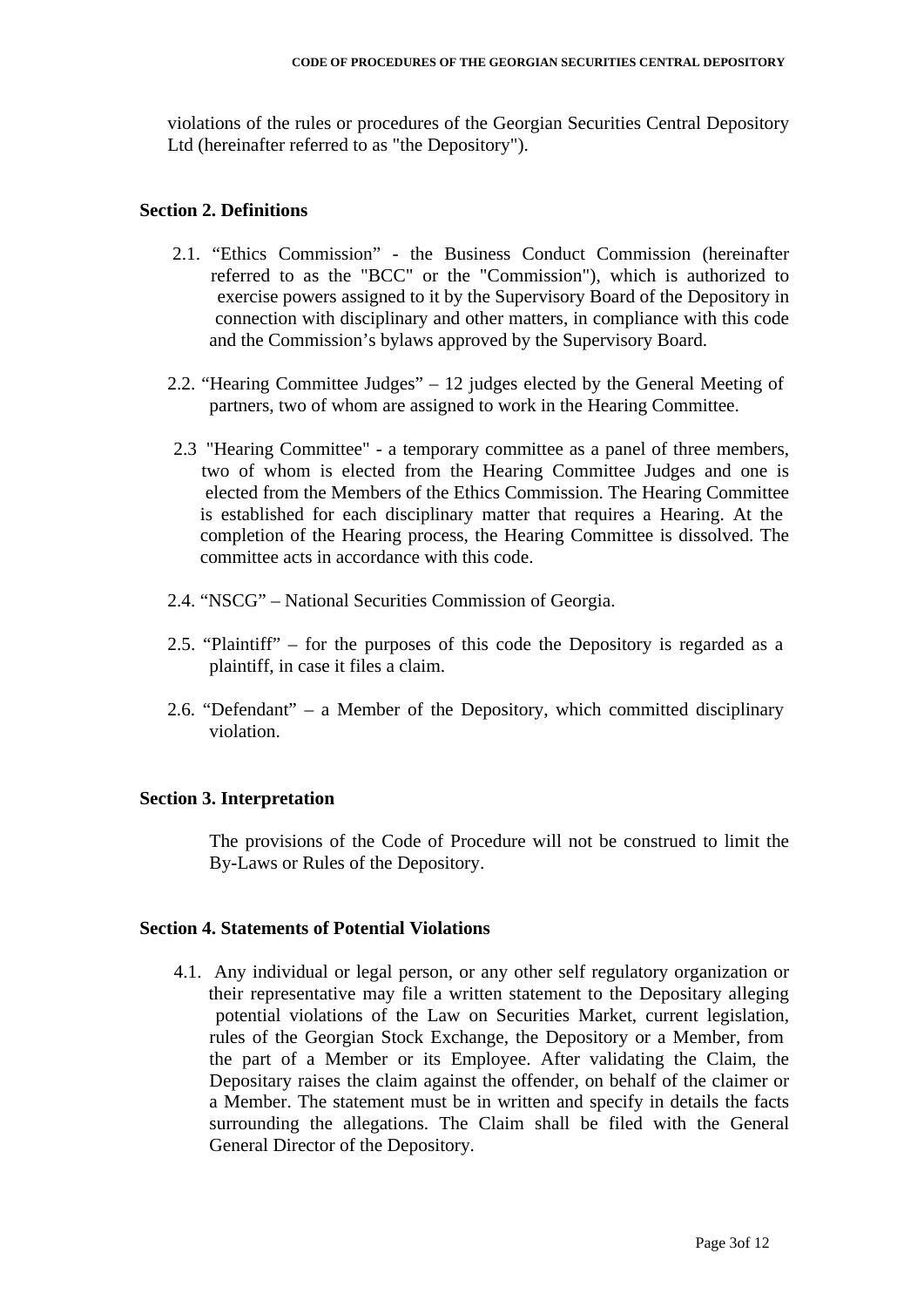violations of the rules or procedures of the Georgian Securities Central Depository Ltd (hereinafter referred to as "the Depository").

## Section 2. Definitions

2.1. "Ethics Commission" - the Business Conduct Commission (hereinafter referred to as the "BCC" or the "Commission"), which is authorized to exercise powers assigned to it by the Supervisory Board of the Depository in connection with disciplinary and other matters, in compliance with this code and the Commission's bylaws approved by the Supervisory Board.

2.2. "Hearing Committee Judges" – 12 judges elected by the General Meeting of partners, two of whom are assigned to work in the Hearing Committee.

2.3 "Hearing Committee" - a temporary committee as a panel of three members, two of whom is elected from the Hearing Committee Judges and one is elected from the Members of the Ethics Commission. The Hearing Committee is established for each disciplinary matter that requires a Hearing. At the completion of the Hearing process, the Hearing Committee is dissolved. The committee acts in accordance with this code.

2.4. "NSCG" – National Securities Commission of Georgia.

2.5. "Plaintiff" – for the purposes of this code the Depository is regarded as a plaintiff, in case it files a claim.

2.6. "Defendant" – a Member of the Depository, which committed disciplinary violation.

## Section 3. Interpretation

The provisions of the Code of Procedure will not be construed to limit the By-Laws or Rules of the Depository.

## Section 4. Statements of Potential Violations

4.1. Any individual or legal person, or any other self regulatory organization or their representative may file a written statement to the Depositary alleging potential violations of the Law on Securities Market, current legislation, rules of the Georgian Stock Exchange, the Depository or a Member, from the part of a Member or its Employee. After validating the Claim, the Depositary raises the claim against the offender, on behalf of the claimer or a Member. The statement must be in written and specify in details the facts surrounding the allegations. The Claim shall be filed with the General General Director of the Depository.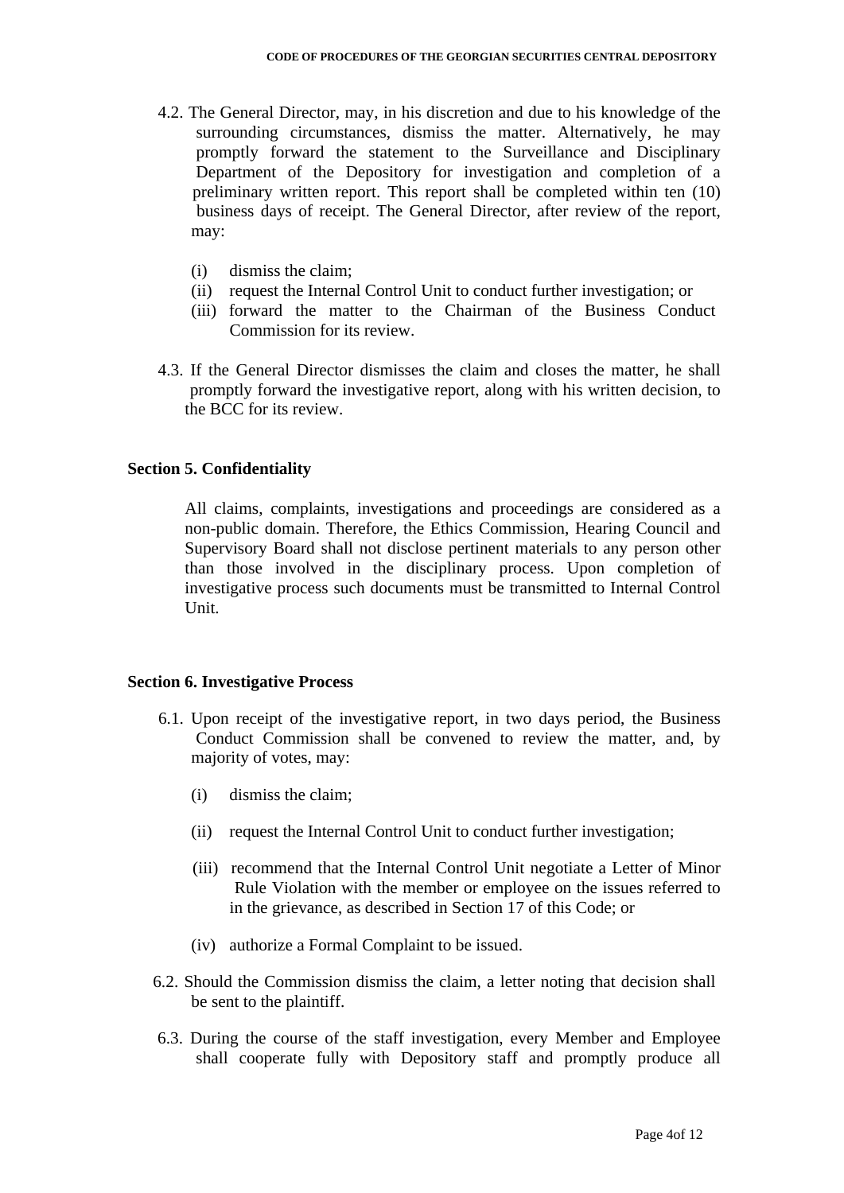4.2. The General Director, may, in his discretion and due to his knowledge of the surrounding circumstances, dismiss the matter. Alternatively, he may promptly forward the statement to the Surveillance and Disciplinary Department of the Depository for investigation and completion of a preliminary written report. This report shall be completed within ten (10) business days of receipt. The General Director, after review of the report, may:

(i) dismiss the claim;
(ii) request the Internal Control Unit to conduct further investigation; or
(iii) forward the matter to the Chairman of the Business Conduct Commission for its review.

4.3. If the General Director dismisses the claim and closes the matter, he shall promptly forward the investigative report, along with his written decision, to the BCC for its review.

## Section 5. Confidentiality

All claims, complaints, investigations and proceedings are considered as a non-public domain. Therefore, the Ethics Commission, Hearing Council and Supervisory Board shall not disclose pertinent materials to any person other than those involved in the disciplinary process. Upon completion of investigative process such documents must be transmitted to Internal Control Unit.

## Section 6. Investigative Process

6.1. Upon receipt of the investigative report, in two days period, the Business Conduct Commission shall be convened to review the matter, and, by majority of votes, may:

(i) dismiss the claim;

(ii) request the Internal Control Unit to conduct further investigation;

(iii) recommend that the Internal Control Unit negotiate a Letter of Minor Rule Violation with the member or employee on the issues referred to in the grievance, as described in Section 17 of this Code; or

(iv) authorize a Formal Complaint to be issued.

6.2. Should the Commission dismiss the claim, a letter noting that decision shall be sent to the plaintiff.

6.3. During the course of the staff investigation, every Member and Employee shall cooperate fully with Depository staff and promptly produce all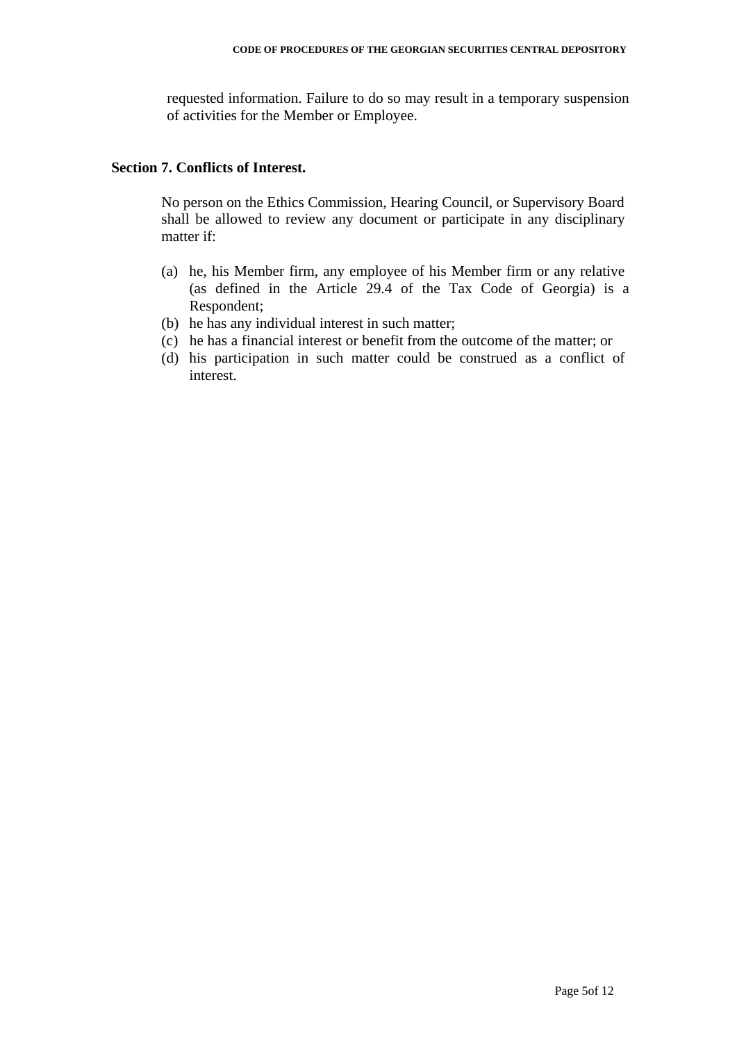requested information. Failure to do so may result in a temporary suspension of activities for the Member or Employee.

**Section 7. Conflicts of Interest.**

No person on the Ethics Commission, Hearing Council, or Supervisory Board shall be allowed to review any document or participate in any disciplinary matter if:

(a) he, his Member firm, any employee of his Member firm or any relative (as defined in the Article 29.4 of the Tax Code of Georgia) is a Respondent;
(b) he has any individual interest in such matter;
(c) he has a financial interest or benefit from the outcome of the matter; or
(d) his participation in such matter could be construed as a conflict of interest.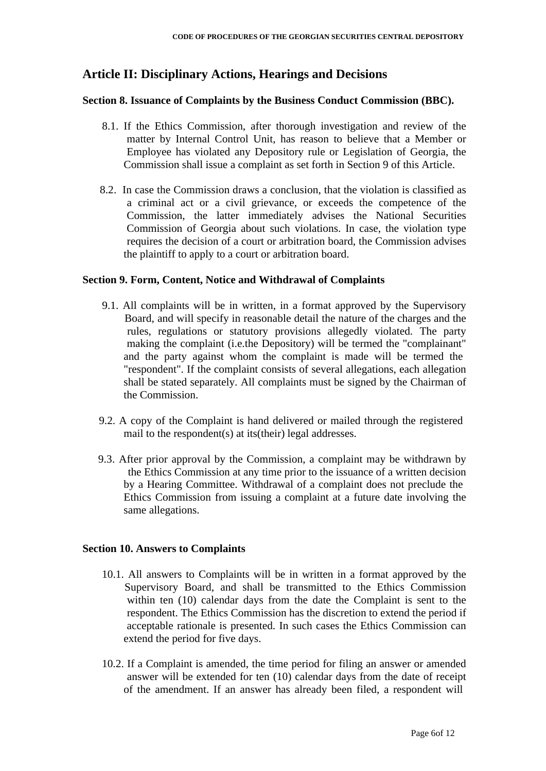## Article II: Disciplinary Actions, Hearings and Decisions

### Section 8. Issuance of Complaints by the Business Conduct Commission (BBC).

8.1. If the Ethics Commission, after thorough investigation and review of the matter by Internal Control Unit, has reason to believe that a Member or Employee has violated any Depository rule or Legislation of Georgia, the Commission shall issue a complaint as set forth in Section 9 of this Article.

8.2. In case the Commission draws a conclusion, that the violation is classified as a criminal act or a civil grievance, or exceeds the competence of the Commission, the latter immediately advises the National Securities Commission of Georgia about such violations. In case, the violation type requires the decision of a court or arbitration board, the Commission advises the plaintiff to apply to a court or arbitration board.

### Section 9. Form, Content, Notice and Withdrawal of Complaints

9.1. All complaints will be in written, in a format approved by the Supervisory Board, and will specify in reasonable detail the nature of the charges and the rules, regulations or statutory provisions allegedly violated. The party making the complaint (i.e.the Depository) will be termed the "complainant" and the party against whom the complaint is made will be termed the "respondent". If the complaint consists of several allegations, each allegation shall be stated separately. All complaints must be signed by the Chairman of the Commission.

9.2. A copy of the Complaint is hand delivered or mailed through the registered mail to the respondent(s) at its(their) legal addresses.

9.3. After prior approval by the Commission, a complaint may be withdrawn by the Ethics Commission at any time prior to the issuance of a written decision by a Hearing Committee. Withdrawal of a complaint does not preclude the Ethics Commission from issuing a complaint at a future date involving the same allegations.

### Section 10. Answers to Complaints

10.1. All answers to Complaints will be in written in a format approved by the Supervisory Board, and shall be transmitted to the Ethics Commission within ten (10) calendar days from the date the Complaint is sent to the respondent. The Ethics Commission has the discretion to extend the period if acceptable rationale is presented. In such cases the Ethics Commission can extend the period for five days.

10.2. If a Complaint is amended, the time period for filing an answer or amended answer will be extended for ten (10) calendar days from the date of receipt of the amendment. If an answer has already been filed, a respondent will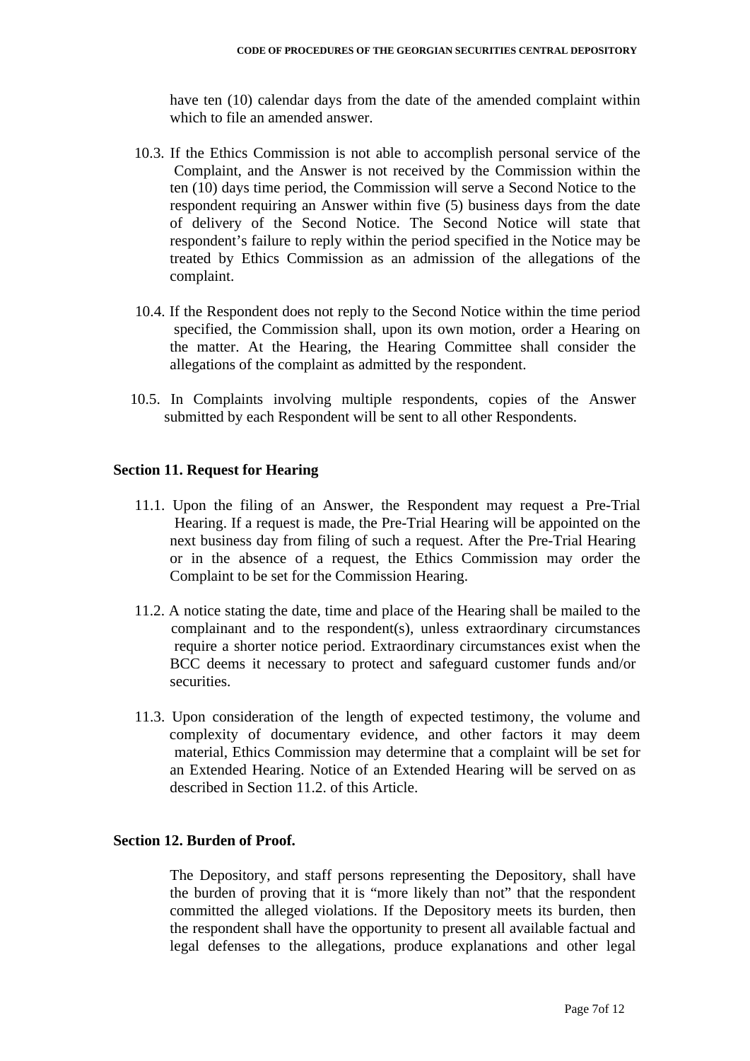have ten (10) calendar days from the date of the amended complaint within which to file an amended answer.

10.3. If the Ethics Commission is not able to accomplish personal service of the Complaint, and the Answer is not received by the Commission within the ten (10) days time period, the Commission will serve a Second Notice to the respondent requiring an Answer within five (5) business days from the date of delivery of the Second Notice. The Second Notice will state that respondent's failure to reply within the period specified in the Notice may be treated by Ethics Commission as an admission of the allegations of the complaint.

10.4. If the Respondent does not reply to the Second Notice within the time period specified, the Commission shall, upon its own motion, order a Hearing on the matter. At the Hearing, the Hearing Committee shall consider the allegations of the complaint as admitted by the respondent.

10.5. In Complaints involving multiple respondents, copies of the Answer submitted by each Respondent will be sent to all other Respondents.

### Section 11. Request for Hearing

11.1. Upon the filing of an Answer, the Respondent may request a Pre-Trial Hearing. If a request is made, the Pre-Trial Hearing will be appointed on the next business day from filing of such a request. After the Pre-Trial Hearing or in the absence of a request, the Ethics Commission may order the Complaint to be set for the Commission Hearing.

11.2. A notice stating the date, time and place of the Hearing shall be mailed to the complainant and to the respondent(s), unless extraordinary circumstances require a shorter notice period. Extraordinary circumstances exist when the BCC deems it necessary to protect and safeguard customer funds and/or securities.

11.3. Upon consideration of the length of expected testimony, the volume and complexity of documentary evidence, and other factors it may deem material, Ethics Commission may determine that a complaint will be set for an Extended Hearing. Notice of an Extended Hearing will be served on as described in Section 11.2. of this Article.

### Section 12. Burden of Proof.

The Depository, and staff persons representing the Depository, shall have the burden of proving that it is "more likely than not" that the respondent committed the alleged violations. If the Depository meets its burden, then the respondent shall have the opportunity to present all available factual and legal defenses to the allegations, produce explanations and other legal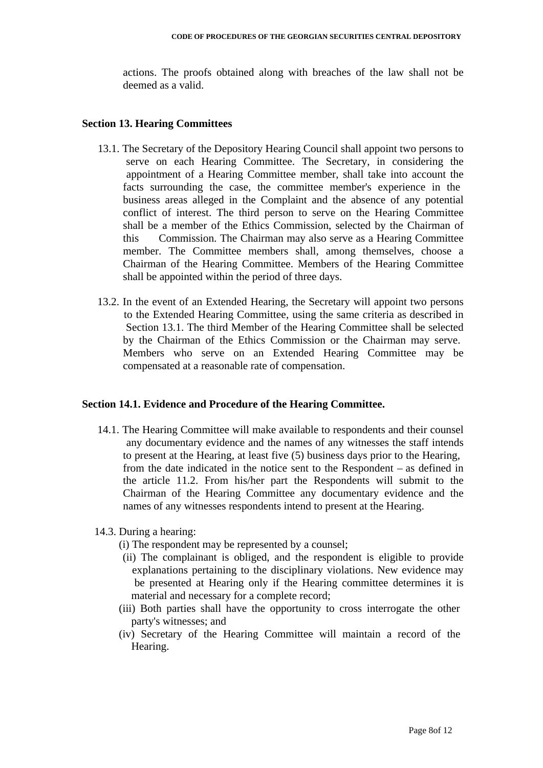actions. The proofs obtained along with breaches of the law shall not be deemed as a valid.

## Section 13. Hearing Committees

13.1. The Secretary of the Depository Hearing Council shall appoint two persons to serve on each Hearing Committee. The Secretary, in considering the appointment of a Hearing Committee member, shall take into account the facts surrounding the case, the committee member's experience in the business areas alleged in the Complaint and the absence of any potential conflict of interest. The third person to serve on the Hearing Committee shall be a member of the Ethics Commission, selected by the Chairman of this Commission. The Chairman may also serve as a Hearing Committee member. The Committee members shall, among themselves, choose a Chairman of the Hearing Committee. Members of the Hearing Committee shall be appointed within the period of three days.

13.2. In the event of an Extended Hearing, the Secretary will appoint two persons to the Extended Hearing Committee, using the same criteria as described in Section 13.1. The third Member of the Hearing Committee shall be selected by the Chairman of the Ethics Commission or the Chairman may serve. Members who serve on an Extended Hearing Committee may be compensated at a reasonable rate of compensation.

## Section 14.1. Evidence and Procedure of the Hearing Committee.

14.1. The Hearing Committee will make available to respondents and their counsel any documentary evidence and the names of any witnesses the staff intends to present at the Hearing, at least five (5) business days prior to the Hearing, from the date indicated in the notice sent to the Respondent – as defined in the article 11.2. From his/her part the Respondents will submit to the Chairman of the Hearing Committee any documentary evidence and the names of any witnesses respondents intend to present at the Hearing.

14.3. During a hearing:

(i) The respondent may be represented by a counsel;

(ii) The complainant is obliged, and the respondent is eligible to provide explanations pertaining to the disciplinary violations. New evidence may be presented at Hearing only if the Hearing committee determines it is material and necessary for a complete record;

(iii) Both parties shall have the opportunity to cross interrogate the other party's witnesses; and

(iv) Secretary of the Hearing Committee will maintain a record of the Hearing.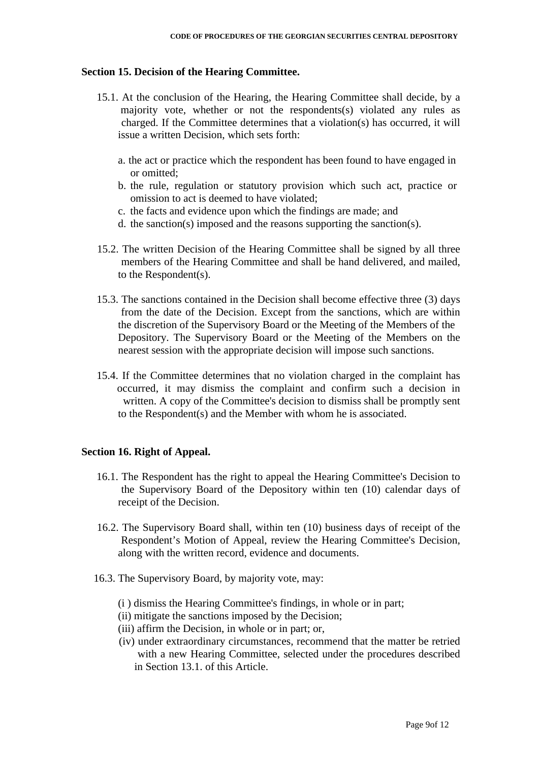## Section 15. Decision of the Hearing Committee.

15.1. At the conclusion of the Hearing, the Hearing Committee shall decide, by a majority vote, whether or not the respondents(s) violated any rules as charged. If the Committee determines that a violation(s) has occurred, it will issue a written Decision, which sets forth:

a. the act or practice which the respondent has been found to have engaged in or omitted;
b. the rule, regulation or statutory provision which such act, practice or omission to act is deemed to have violated;
c. the facts and evidence upon which the findings are made; and
d. the sanction(s) imposed and the reasons supporting the sanction(s).

15.2. The written Decision of the Hearing Committee shall be signed by all three members of the Hearing Committee and shall be hand delivered, and mailed, to the Respondent(s).

15.3. The sanctions contained in the Decision shall become effective three (3) days from the date of the Decision. Except from the sanctions, which are within the discretion of the Supervisory Board or the Meeting of the Members of the Depository. The Supervisory Board or the Meeting of the Members on the nearest session with the appropriate decision will impose such sanctions.

15.4. If the Committee determines that no violation charged in the complaint has occurred, it may dismiss the complaint and confirm such a decision in written. A copy of the Committee's decision to dismiss shall be promptly sent to the Respondent(s) and the Member with whom he is associated.

## Section 16. Right of Appeal.

16.1. The Respondent has the right to appeal the Hearing Committee's Decision to the Supervisory Board of the Depository within ten (10) calendar days of receipt of the Decision.

16.2. The Supervisory Board shall, within ten (10) business days of receipt of the Respondent's Motion of Appeal, review the Hearing Committee's Decision, along with the written record, evidence and documents.

16.3. The Supervisory Board, by majority vote, may:

(i ) dismiss the Hearing Committee's findings, in whole or in part;
(ii) mitigate the sanctions imposed by the Decision;
(iii) affirm the Decision, in whole or in part; or,
(iv) under extraordinary circumstances, recommend that the matter be retried with a new Hearing Committee, selected under the procedures described in Section 13.1. of this Article.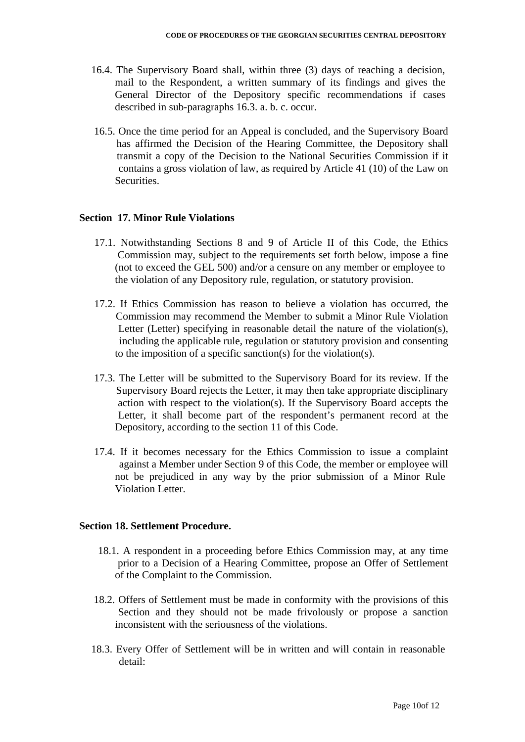16.4. The Supervisory Board shall, within three (3) days of reaching a decision, mail to the Respondent, a written summary of its findings and gives the General Director of the Depository specific recommendations if cases described in sub-paragraphs 16.3. a. b. c. occur.

16.5. Once the time period for an Appeal is concluded, and the Supervisory Board has affirmed the Decision of the Hearing Committee, the Depository shall transmit a copy of the Decision to the National Securities Commission if it contains a gross violation of law, as required by Article 41 (10) of the Law on Securities.

### Section 17. Minor Rule Violations

17.1. Notwithstanding Sections 8 and 9 of Article II of this Code, the Ethics Commission may, subject to the requirements set forth below, impose a fine (not to exceed the GEL 500) and/or a censure on any member or employee to the violation of any Depository rule, regulation, or statutory provision.

17.2. If Ethics Commission has reason to believe a violation has occurred, the Commission may recommend the Member to submit a Minor Rule Violation Letter (Letter) specifying in reasonable detail the nature of the violation(s), including the applicable rule, regulation or statutory provision and consenting to the imposition of a specific sanction(s) for the violation(s).

17.3. The Letter will be submitted to the Supervisory Board for its review. If the Supervisory Board rejects the Letter, it may then take appropriate disciplinary action with respect to the violation(s). If the Supervisory Board accepts the Letter, it shall become part of the respondent's permanent record at the Depository, according to the section 11 of this Code.

17.4. If it becomes necessary for the Ethics Commission to issue a complaint against a Member under Section 9 of this Code, the member or employee will not be prejudiced in any way by the prior submission of a Minor Rule Violation Letter.

### Section 18. Settlement Procedure.

18.1. A respondent in a proceeding before Ethics Commission may, at any time prior to a Decision of a Hearing Committee, propose an Offer of Settlement of the Complaint to the Commission.

18.2. Offers of Settlement must be made in conformity with the provisions of this Section and they should not be made frivolously or propose a sanction inconsistent with the seriousness of the violations.

18.3. Every Offer of Settlement will be in written and will contain in reasonable detail: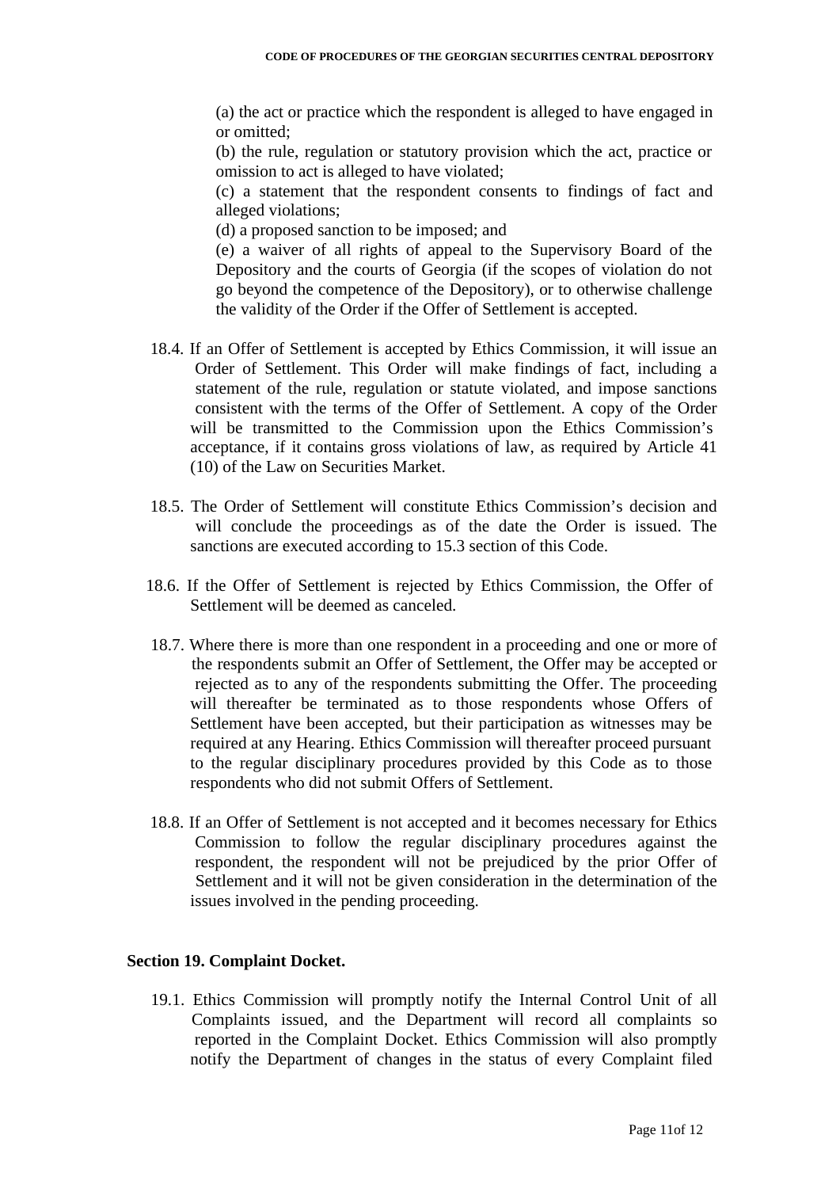(a) the act or practice which the respondent is alleged to have engaged in or omitted;

(b) the rule, regulation or statutory provision which the act, practice or omission to act is alleged to have violated;

(c) a statement that the respondent consents to findings of fact and alleged violations;

(d) a proposed sanction to be imposed; and

(e) a waiver of all rights of appeal to the Supervisory Board of the Depository and the courts of Georgia (if the scopes of violation do not go beyond the competence of the Depository), or to otherwise challenge the validity of the Order if the Offer of Settlement is accepted.

18.4. If an Offer of Settlement is accepted by Ethics Commission, it will issue an Order of Settlement. This Order will make findings of fact, including a statement of the rule, regulation or statute violated, and impose sanctions consistent with the terms of the Offer of Settlement. A copy of the Order will be transmitted to the Commission upon the Ethics Commission's acceptance, if it contains gross violations of law, as required by Article 41 (10) of the Law on Securities Market.

18.5. The Order of Settlement will constitute Ethics Commission's decision and will conclude the proceedings as of the date the Order is issued. The sanctions are executed according to 15.3 section of this Code.

18.6. If the Offer of Settlement is rejected by Ethics Commission, the Offer of Settlement will be deemed as canceled.

18.7. Where there is more than one respondent in a proceeding and one or more of the respondents submit an Offer of Settlement, the Offer may be accepted or rejected as to any of the respondents submitting the Offer. The proceeding will thereafter be terminated as to those respondents whose Offers of Settlement have been accepted, but their participation as witnesses may be required at any Hearing. Ethics Commission will thereafter proceed pursuant to the regular disciplinary procedures provided by this Code as to those respondents who did not submit Offers of Settlement.

18.8. If an Offer of Settlement is not accepted and it becomes necessary for Ethics Commission to follow the regular disciplinary procedures against the respondent, the respondent will not be prejudiced by the prior Offer of Settlement and it will not be given consideration in the determination of the issues involved in the pending proceeding.

## Section 19. Complaint Docket.

19.1. Ethics Commission will promptly notify the Internal Control Unit of all Complaints issued, and the Department will record all complaints so reported in the Complaint Docket. Ethics Commission will also promptly notify the Department of changes in the status of every Complaint filed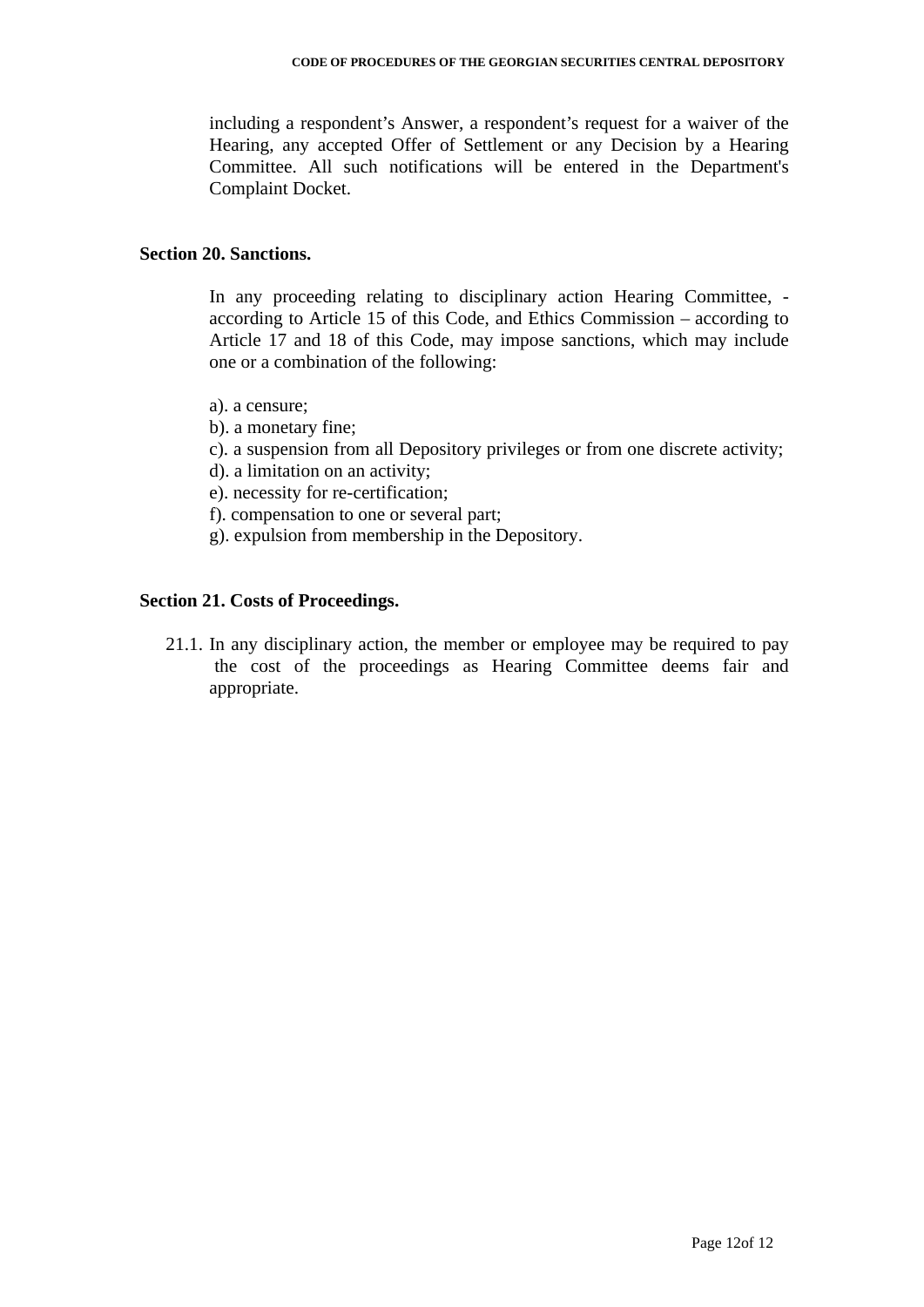including a respondent's Answer, a respondent's request for a waiver of the Hearing, any accepted Offer of Settlement or any Decision by a Hearing Committee. All such notifications will be entered in the Department's Complaint Docket.

**Section 20. Sanctions.**

In any proceeding relating to disciplinary action Hearing Committee, - according to Article 15 of this Code, and Ethics Commission – according to Article 17 and 18 of this Code, may impose sanctions, which may include one or a combination of the following:

a). a censure;
b). a monetary fine;
c). a suspension from all Depository privileges or from one discrete activity;
d). a limitation on an activity;
e). necessity for re-certification;
f). compensation to one or several part;
g). expulsion from membership in the Depository.

**Section 21. Costs of Proceedings.**

21.1. In any disciplinary action, the member or employee may be required to pay the cost of the proceedings as Hearing Committee deems fair and appropriate.